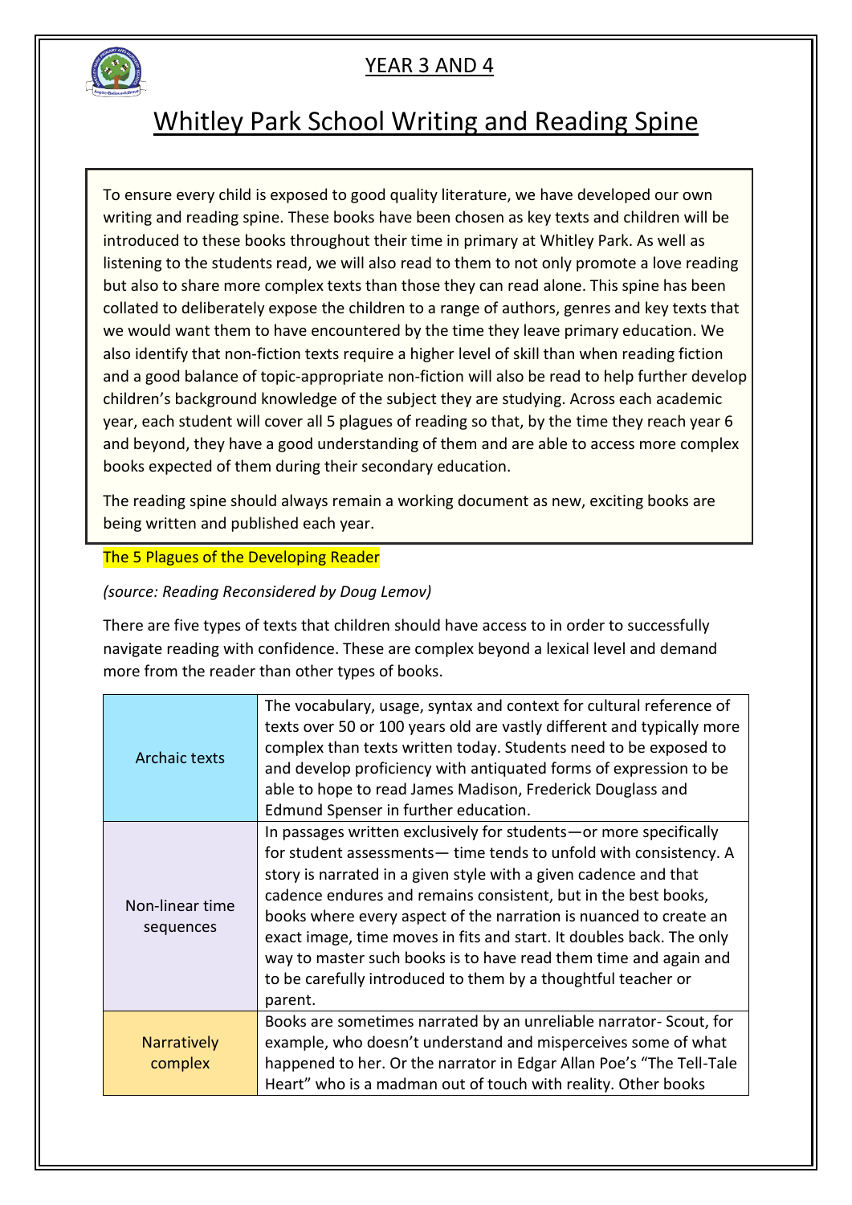## YEAR 3 AND 4

# Whitley Park School Writing and Reading Spine

To ensure every child is exposed to good quality literature, we have developed our own writing and reading spine. These books have been chosen as key texts and children will be introduced to these books throughout their time in primary at Whitley Park. As well as listening to the students read, we will also read to them to not only promote a love reading but also to share more complex texts than those they can read alone. This spine has been collated to deliberately expose the children to a range of authors, genres and key texts that we would want them to have encountered by the time they leave primary education. We also identify that non-fiction texts require a higher level of skill than when reading fiction and a good balance of topic-appropriate non-fiction will also be read to help further develop children's background knowledge of the subject they are studying. Across each academic year, each student will cover all 5 plagues of reading so that, by the time they reach year 6 and beyond, they have a good understanding of them and are able to access more complex books expected of them during their secondary education.

The reading spine should always remain a working document as new, exciting books are being written and published each year.

## The 5 Plagues of the Developing Reader

*(source: Reading Reconsidered by Doug Lemov)*

There are five types of texts that children should have access to in order to successfully navigate reading with confidence. These are complex beyond a lexical level and demand more from the reader than other types of books.

| | |
|---|---|
| Archaic texts | The vocabulary, usage, syntax and context for cultural reference of texts over 50 or 100 years old are vastly different and typically more complex than texts written today. Students need to be exposed to and develop proficiency with antiquated forms of expression to be able to hope to read James Madison, Frederick Douglass and Edmund Spenser in further education. |
| Non-linear time sequences | In passages written exclusively for students—or more specifically for student assessments— time tends to unfold with consistency. A story is narrated in a given style with a given cadence and that cadence endures and remains consistent, but in the best books, books where every aspect of the narration is nuanced to create an exact image, time moves in fits and start. It doubles back. The only way to master such books is to have read them time and again and to be carefully introduced to them by a thoughtful teacher or parent. |
| Narratively complex | Books are sometimes narrated by an unreliable narrator- Scout, for example, who doesn't understand and misperceives some of what happened to her. Or the narrator in Edgar Allan Poe's "The Tell-Tale Heart" who is a madman out of touch with reality. Other books |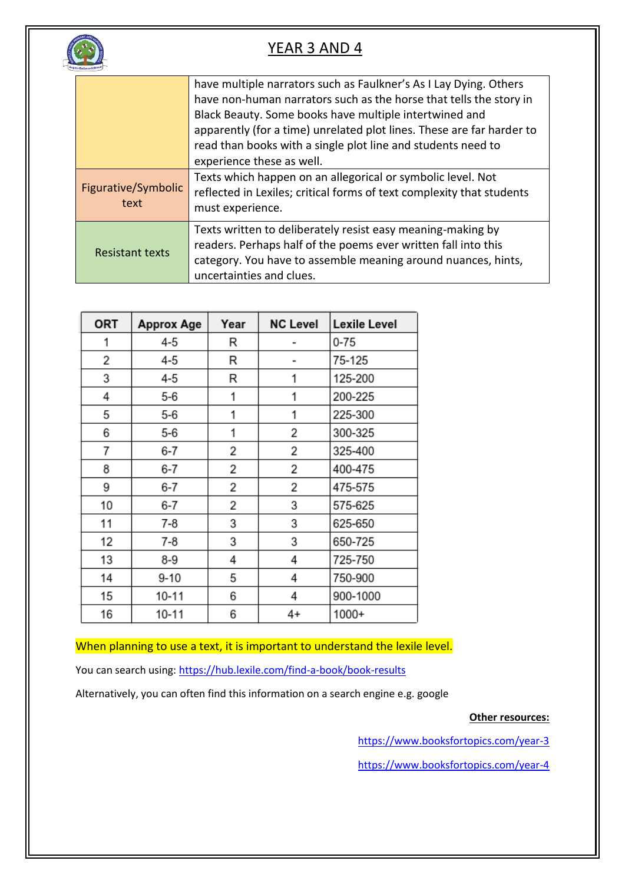# YEAR 3 AND 4

| | |
|---|---|
| | have multiple narrators such as Faulkner's As I Lay Dying. Others have non-human narrators such as the horse that tells the story in Black Beauty. Some books have multiple intertwined and apparently (for a time) unrelated plot lines. These are far harder to read than books with a single plot line and students need to experience these as well. |
| Figurative/Symbolic text | Texts which happen on an allegorical or symbolic level. Not reflected in Lexiles; critical forms of text complexity that students must experience. |
| Resistant texts | Texts written to deliberately resist easy meaning-making by readers. Perhaps half of the poems ever written fall into this category. You have to assemble meaning around nuances, hints, uncertainties and clues. |

| ORT | Approx Age | Year | NC Level | Lexile Level |
|---|---|---|---|---|
| 1 | 4-5 | R | - | 0-75 |
| 2 | 4-5 | R | - | 75-125 |
| 3 | 4-5 | R | 1 | 125-200 |
| 4 | 5-6 | 1 | 1 | 200-225 |
| 5 | 5-6 | 1 | 1 | 225-300 |
| 6 | 5-6 | 1 | 2 | 300-325 |
| 7 | 6-7 | 2 | 2 | 325-400 |
| 8 | 6-7 | 2 | 2 | 400-475 |
| 9 | 6-7 | 2 | 2 | 475-575 |
| 10 | 6-7 | 2 | 3 | 575-625 |
| 11 | 7-8 | 3 | 3 | 625-650 |
| 12 | 7-8 | 3 | 3 | 650-725 |
| 13 | 8-9 | 4 | 4 | 725-750 |
| 14 | 9-10 | 5 | 4 | 750-900 |
| 15 | 10-11 | 6 | 4 | 900-1000 |
| 16 | 10-11 | 6 | 4+ | 1000+ |

When planning to use a text, it is important to understand the lexile level.

You can search using: https://hub.lexile.com/find-a-book/book-results

Alternatively, you can often find this information on a search engine e.g. google

**Other resources:**

https://www.booksfortopics.com/year-3

https://www.booksfortopics.com/year-4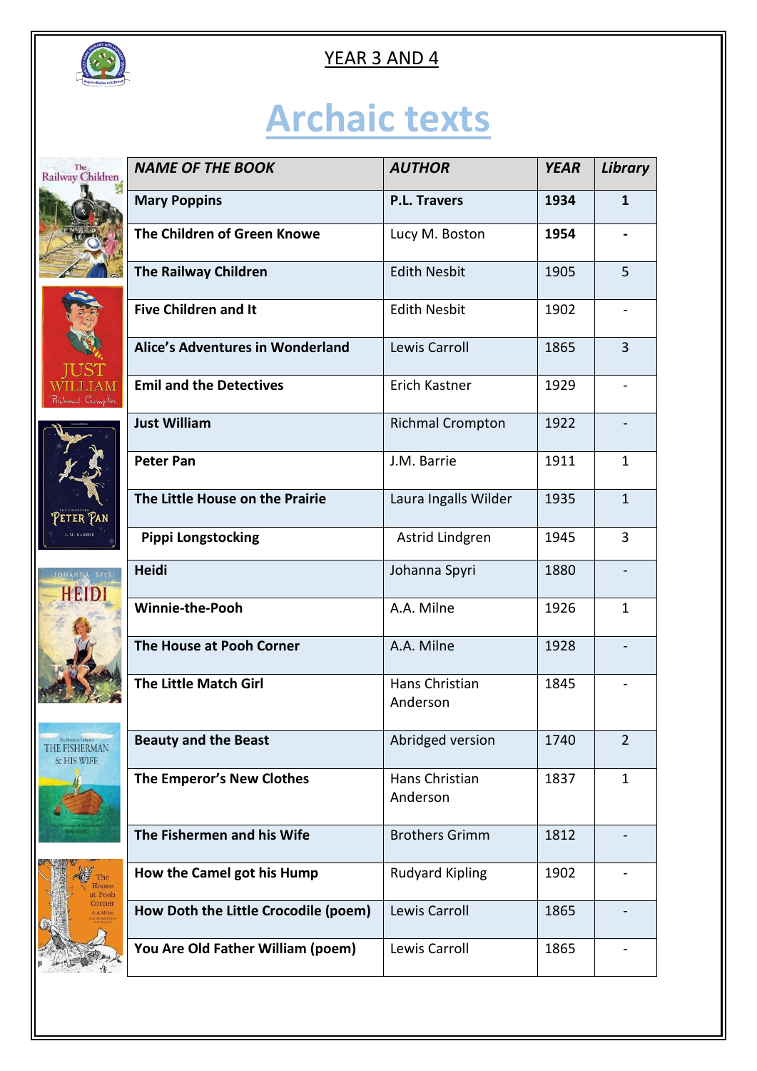YEAR 3 AND 4

# Archaic texts

| *NAME OF THE BOOK* | *AUTHOR* | *YEAR* | *Library* |
|---|---|---|---|
| **Mary Poppins** | **P.L. Travers** | **1934** | **1** |
| **The Children of Green Knowe** | Lucy M. Boston | **1954** | **-** |
| **The Railway Children** | Edith Nesbit | 1905 | 5 |
| **Five Children and It** | Edith Nesbit | 1902 | - |
| **Alice's Adventures in Wonderland** | Lewis Carroll | 1865 | 3 |
| **Emil and the Detectives** | Erich Kastner | 1929 | - |
| **Just William** | Richmal Crompton | 1922 | - |
| **Peter Pan** | J.M. Barrie | 1911 | 1 |
| **The Little House on the Prairie** | Laura Ingalls Wilder | 1935 | 1 |
| **Pippi Longstocking** | Astrid Lindgren | 1945 | 3 |
| **Heidi** | Johanna Spyri | 1880 | - |
| **Winnie-the-Pooh** | A.A. Milne | 1926 | 1 |
| **The House at Pooh Corner** | A.A. Milne | 1928 | - |
| **The Little Match Girl** | Hans Christian Anderson | 1845 | - |
| **Beauty and the Beast** | Abridged version | 1740 | 2 |
| **The Emperor's New Clothes** | Hans Christian Anderson | 1837 | 1 |
| **The Fishermen and his Wife** | Brothers Grimm | 1812 | - |
| **How the Camel got his Hump** | Rudyard Kipling | 1902 | - |
| **How Doth the Little Crocodile (poem)** | Lewis Carroll | 1865 | - |
| **You Are Old Father William (poem)** | Lewis Carroll | 1865 | - |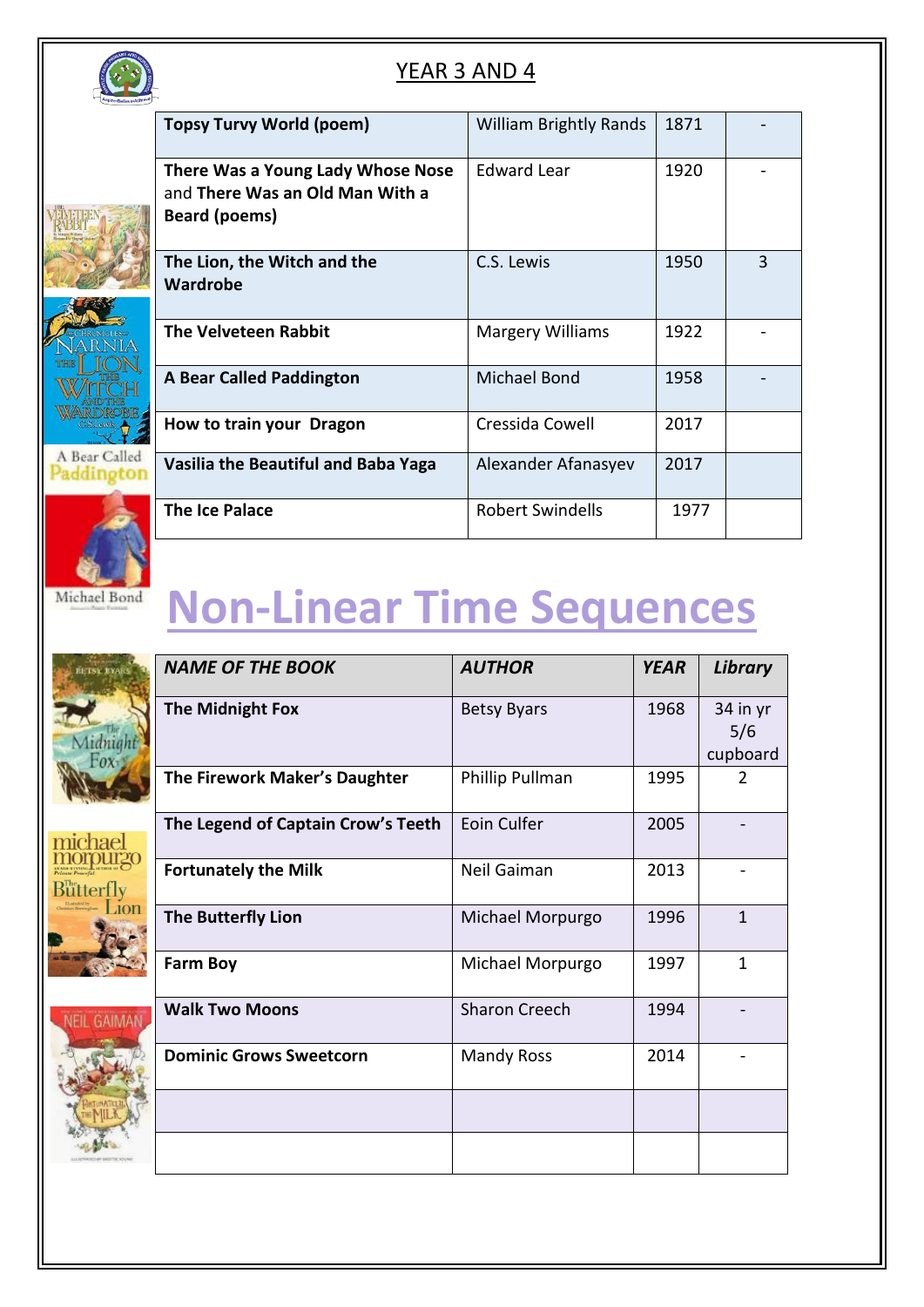## YEAR 3 AND 4

| | | | |
|---|---|---|---|
| **Topsy Turvy World (poem)** | William Brightly Rands | 1871 | - |
| **There Was a Young Lady Whose Nose** and **There Was an Old Man With a Beard (poems)** | Edward Lear | 1920 | - |
| **The Lion, the Witch and the Wardrobe** | C.S. Lewis | 1950 | 3 |
| **The Velveteen Rabbit** | Margery Williams | 1922 | - |
| **A Bear Called Paddington** | Michael Bond | 1958 | - |
| **How to train your Dragon** | Cressida Cowell | 2017 | |
| **Vasilia the Beautiful and Baba Yaga** | Alexander Afanasyev | 2017 | |
| **The Ice Palace** | Robert Swindells | 1977 | |

# Non-Linear Time Sequences

| *NAME OF THE BOOK* | *AUTHOR* | *YEAR* | *Library* |
|---|---|---|---|
| **The Midnight Fox** | Betsy Byars | 1968 | 34 in yr 5/6 cupboard |
| **The Firework Maker's Daughter** | Phillip Pullman | 1995 | 2 |
| **The Legend of Captain Crow's Teeth** | Eoin Culfer | 2005 | - |
| **Fortunately the Milk** | Neil Gaiman | 2013 | - |
| **The Butterfly Lion** | Michael Morpurgo | 1996 | 1 |
| **Farm Boy** | Michael Morpurgo | 1997 | 1 |
| **Walk Two Moons** | Sharon Creech | 1994 | - |
| **Dominic Grows Sweetcorn** | Mandy Ross | 2014 | - |
| | | | |
| | | | |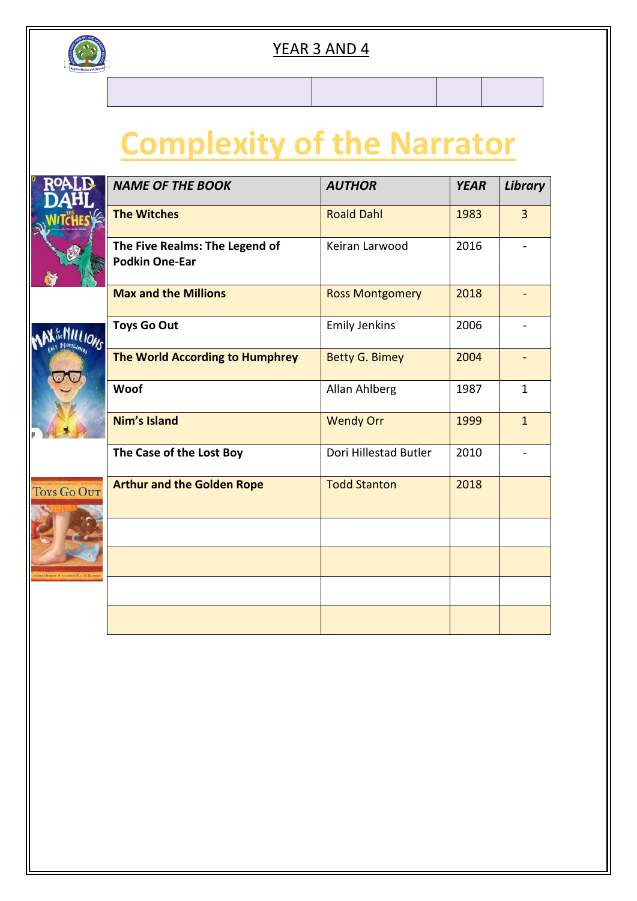YEAR 3 AND 4

# Complexity of the Narrator

| *NAME OF THE BOOK* | *AUTHOR* | *YEAR* | *Library* |
|---|---|---|---|
| **The Witches** | Roald Dahl | 1983 | 3 |
| **The Five Realms: The Legend of Podkin One-Ear** | Keiran Larwood | 2016 | - |
| **Max and the Millions** | Ross Montgomery | 2018 | - |
| **Toys Go Out** | Emily Jenkins | 2006 | - |
| **The World According to Humphrey** | Betty G. Bimey | 2004 | - |
| **Woof** | Allan Ahlberg | 1987 | 1 |
| **Nim's Island** | Wendy Orr | 1999 | 1 |
| **The Case of the Lost Boy** | Dori Hillestad Butler | 2010 | - |
| **Arthur and the Golden Rope** | Todd Stanton | 2018 | |
| | | | |
| | | | |
| | | | |
| | | | |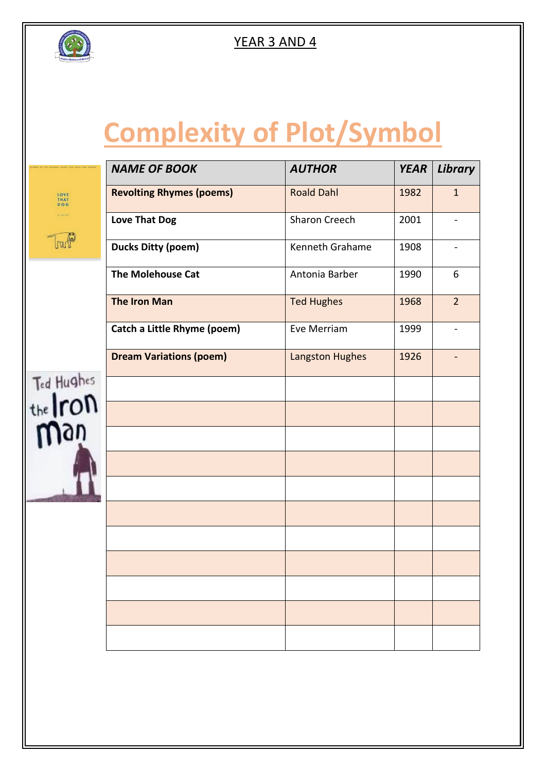YEAR 3 AND 4

# Complexity of Plot/Symbol

| *NAME OF BOOK* | *AUTHOR* | *YEAR* | *Library* |
|---|---|---|---|
| **Revolting Rhymes (poems)** | Roald Dahl | 1982 | 1 |
| **Love That Dog** | Sharon Creech | 2001 | - |
| **Ducks Ditty (poem)** | Kenneth Grahame | 1908 | - |
| **The Molehouse Cat** | Antonia Barber | 1990 | 6 |
| **The Iron Man** | Ted Hughes | 1968 | 2 |
| **Catch a Little Rhyme (poem)** | Eve Merriam | 1999 | - |
| **Dream Variations (poem)** | Langston Hughes | 1926 | - |
| | | | |
| | | | |
| | | | |
| | | | |
| | | | |
| | | | |
| | | | |
| | | | |
| | | | |
| | | | |
| | | | |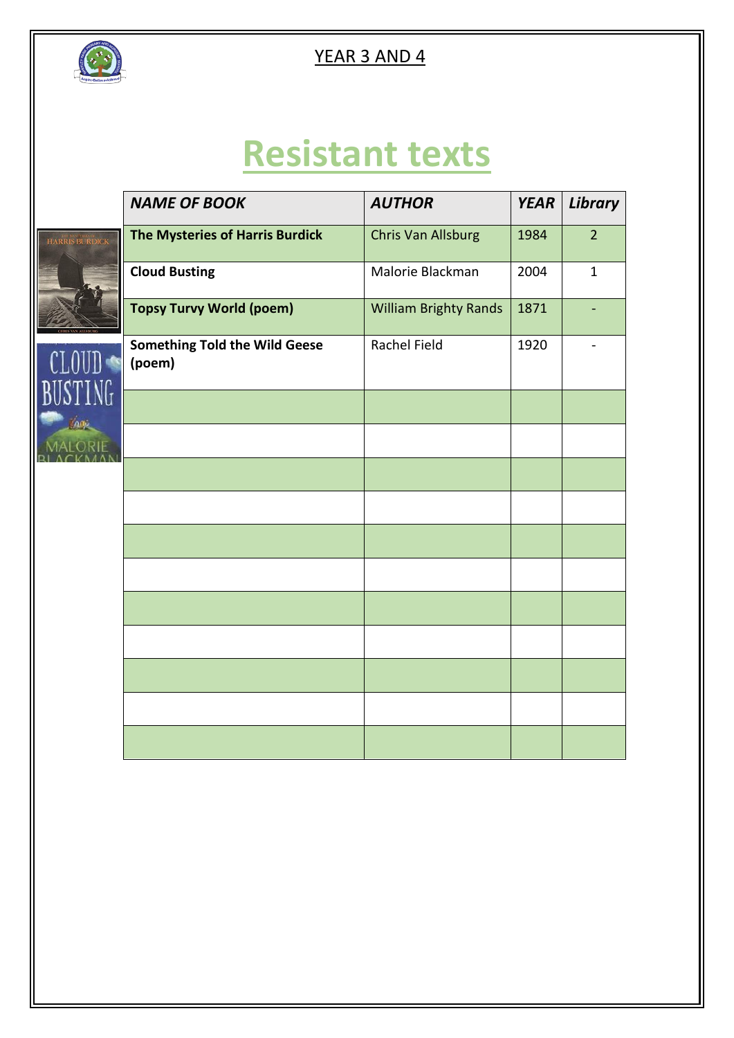YEAR 3 AND 4

# Resistant texts

| *NAME OF BOOK* | *AUTHOR* | *YEAR* | *Library* |
|---|---|---|---|
| **The Mysteries of Harris Burdick** | Chris Van Allsburg | 1984 | 2 |
| **Cloud Busting** | Malorie Blackman | 2004 | 1 |
| **Topsy Turvy World (poem)** | William Brighty Rands | 1871 | - |
| **Something Told the Wild Geese (poem)** | Rachel Field | 1920 | - |
| | | | |
| | | | |
| | | | |
| | | | |
| | | | |
| | | | |
| | | | |
| | | | |
| | | | |
| | | | |
| | | | |